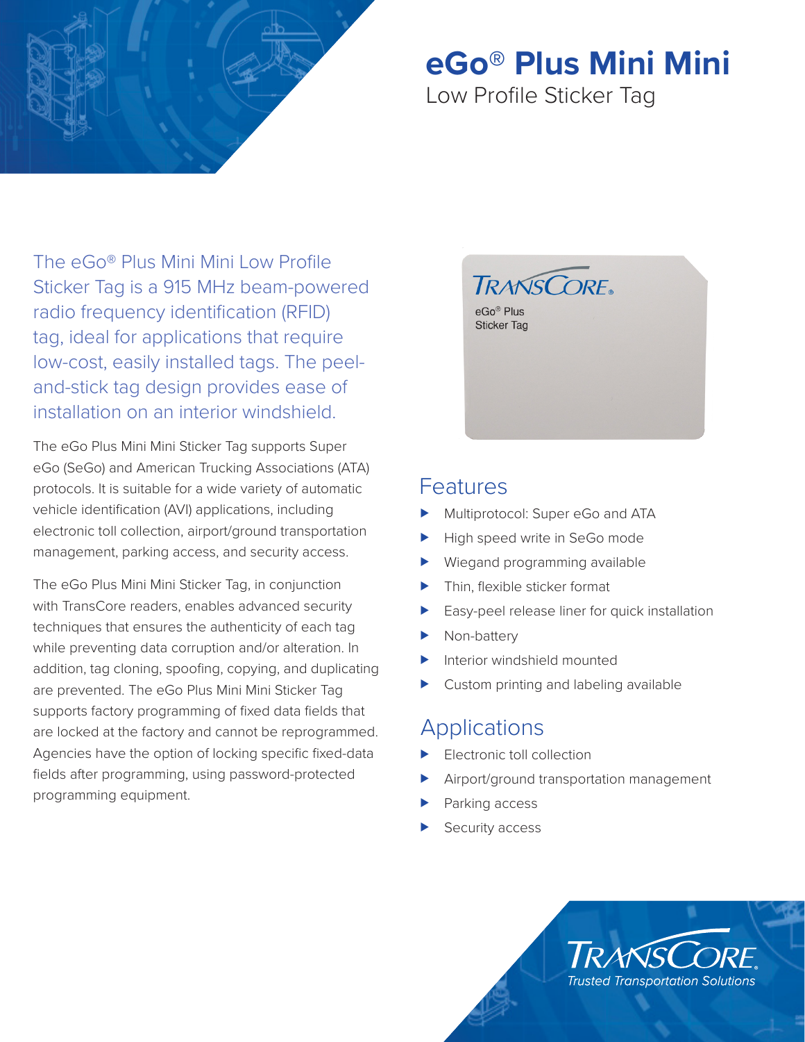# eGo® Plus Mini Mini

## Low Profile Sticker Tag

The eGo® Plus Mini Mini Low Profile Sticker Tag is a 915 MHz beam-powered radio frequency identification (RFID) tag, ideal for applications that require low-cost, easily installed tags. The peel-and-stick tag design provides ease of installation on an interior windshield.

The eGo Plus Mini Mini Sticker Tag supports Super eGo (SeGo) and American Trucking Associations (ATA) protocols. It is suitable for a wide variety of automatic vehicle identification (AVI) applications, including electronic toll collection, airport/ground transportation management, parking access, and security access.

The eGo Plus Mini Mini Sticker Tag, in conjunction with TransCore readers, enables advanced security techniques that ensures the authenticity of each tag while preventing data corruption and/or alteration. In addition, tag cloning, spoofing, copying, and duplicating are prevented. The eGo Plus Mini Mini Sticker Tag supports factory programming of fixed data fields that are locked at the factory and cannot be reprogrammed. Agencies have the option of locking specific fixed-data fields after programming, using password-protected programming equipment.

TRANSCORE®

eGo® Plus Sticker Tag

## Features

- Multiprotocol: Super eGo and ATA
- High speed write in SeGo mode
- Wiegand programming available
- Thin, flexible sticker format
- Easy-peel release liner for quick installation
- Non-battery
- Interior windshield mounted
- Custom printing and labeling available

## Applications

- Electronic toll collection
- Airport/ground transportation management
- Parking access
- Security access

TRANSCORE®

*Trusted Transportation Solutions*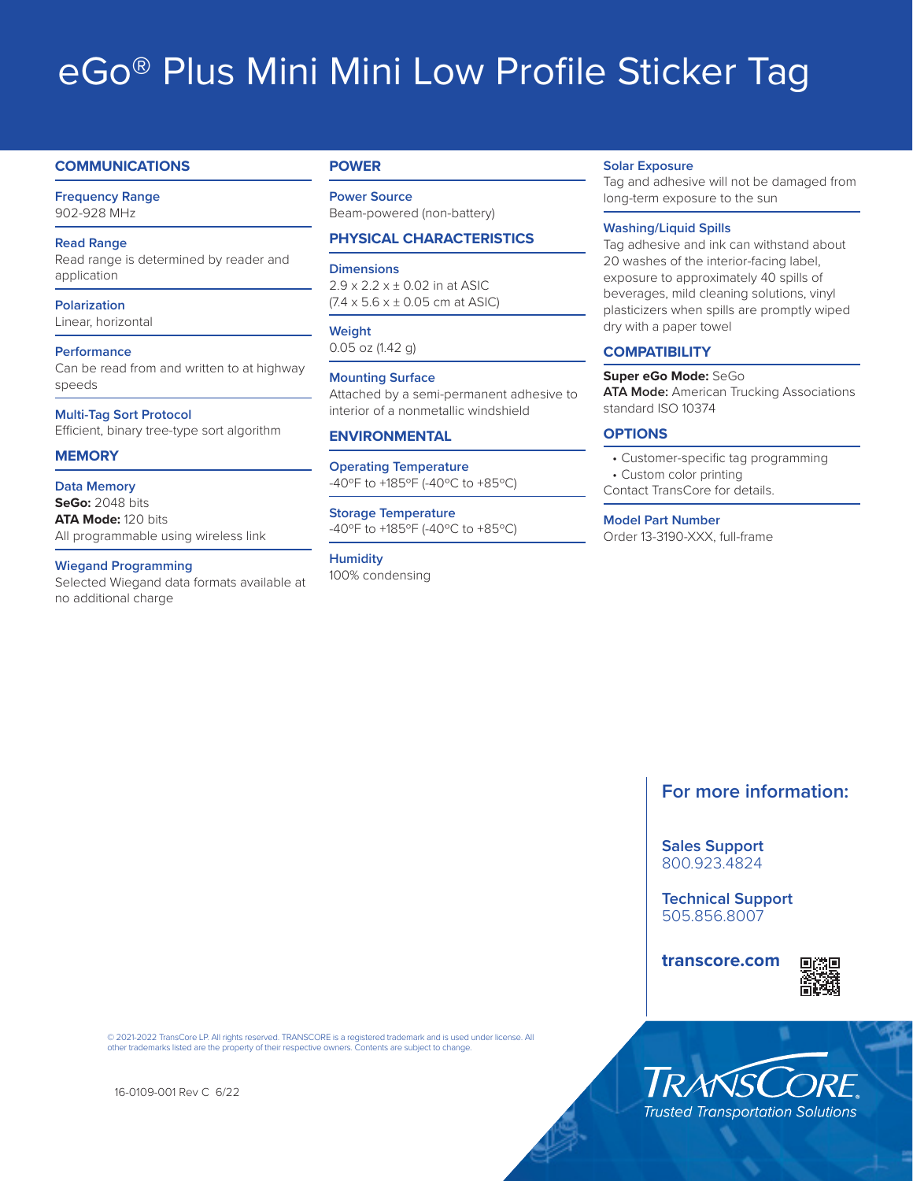# eGo® Plus Mini Mini Low Profile Sticker Tag

## COMMUNICATIONS

**Frequency Range**
902-928 MHz

**Read Range**
Read range is determined by reader and application

**Polarization**
Linear, horizontal

**Performance**
Can be read from and written to at highway speeds

**Multi-Tag Sort Protocol**
Efficient, binary tree-type sort algorithm

## MEMORY

**Data Memory**
**SeGo:** 2048 bits
**ATA Mode:** 120 bits
All programmable using wireless link

**Wiegand Programming**
Selected Wiegand data formats available at no additional charge

## POWER

**Power Source**
Beam-powered (non-battery)

## PHYSICAL CHARACTERISTICS

**Dimensions**
2.9 x 2.2 x ± 0.02 in at ASIC
(7.4 x 5.6 x ± 0.05 cm at ASIC)

**Weight**
0.05 oz (1.42 g)

**Mounting Surface**
Attached by a semi-permanent adhesive to interior of a nonmetallic windshield

## ENVIRONMENTAL

**Operating Temperature**
-40ºF to +185ºF (-40ºC to +85ºC)

**Storage Temperature**
-40ºF to +185ºF (-40ºC to +85ºC)

**Humidity**
100% condensing

**Solar Exposure**
Tag and adhesive will not be damaged from long-term exposure to the sun

**Washing/Liquid Spills**
Tag adhesive and ink can withstand about 20 washes of the interior-facing label, exposure to approximately 40 spills of beverages, mild cleaning solutions, vinyl plasticizers when spills are promptly wiped dry with a paper towel

## COMPATIBILITY

**Super eGo Mode:** SeGo
**ATA Mode:** American Trucking Associations standard ISO 10374

## OPTIONS

- Customer-specific tag programming
- Custom color printing

Contact TransCore for details.

**Model Part Number**
Order 13-3190-XXX, full-frame

## For more information:

**Sales Support**
800.923.4824

**Technical Support**
505.856.8007

**transcore.com**

© 2021-2022 TransCore LP. All rights reserved. TRANSCORE is a registered trademark and is used under license. All other trademarks listed are the property of their respective owners. Contents are subject to change.

16-0109-001 Rev C 6/22

TRANSCORE
Trusted Transportation Solutions